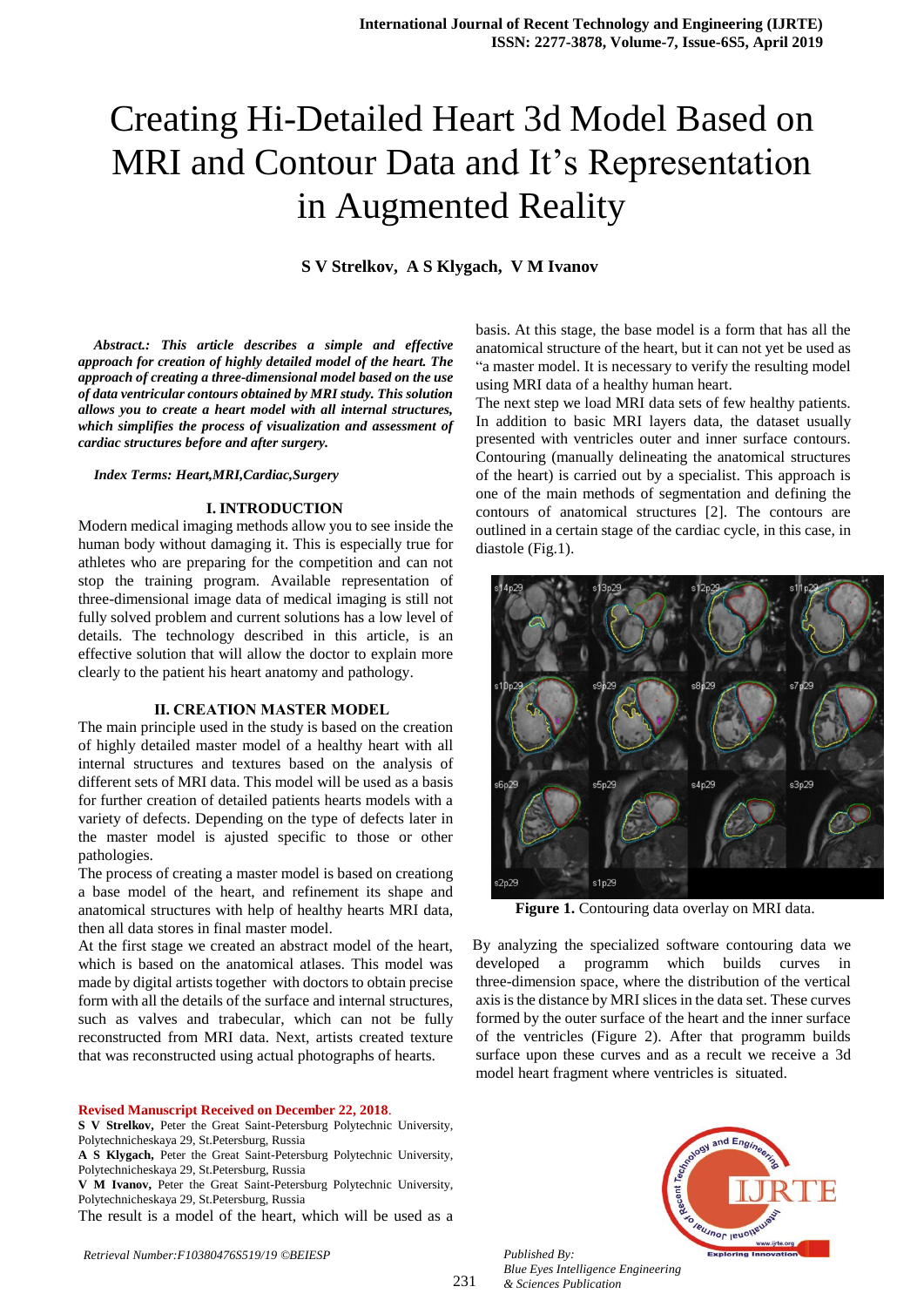# Creating Hi-Detailed Heart 3d Model Based on MRI and Contour Data and It's Representation in Augmented Reality

**S V Strelkov, A S Klygach, V M Ivanov**

***Abstract.: This article describes a simple and effective approach for creation of highly detailed model of the heart. The approach of creating a three-dimensional model based on the use of data ventricular contours obtained by MRI study. This solution allows you to create a heart model with all internal structures, which simplifies the process of visualization and assessment of cardiac structures before and after surgery.***

***Index Terms: Heart,MRI,Cardiac,Surgery***

## I. INTRODUCTION

Modern medical imaging methods allow you to see inside the human body without damaging it. This is especially true for athletes who are preparing for the competition and can not stop the training program. Available representation of three-dimensional image data of medical imaging is still not fully solved problem and current solutions has a low level of details. The technology described in this article, is an effective solution that will allow the doctor to explain more clearly to the patient his heart anatomy and pathology.

## II. CREATION MASTER MODEL

The main principle used in the study is based on the creation of highly detailed master model of a healthy heart with all internal structures and textures based on the analysis of different sets of MRI data. This model will be used as a basis for further creation of detailed patients hearts models with a variety of defects. Depending on the type of defects later in the master model is ajusted specific to those or other pathologies.

The process of creating a master model is based on creating a base model of the heart, and refinement its shape and anatomical structures with help of healthy hearts MRI data, then all data stores in final master model.

At the first stage we created an abstract model of the heart, which is based on the anatomical atlases. This model was made by digital artists together with doctors to obtain precise form with all the details of the surface and internal structures, such as valves and trabecular, which can not be fully reconstructed from MRI data. Next, artists created texture that was reconstructed using actual photographs of hearts.

The result is a model of the heart, which will be used as a basis. At this stage, the base model is a form that has all the anatomical structure of the heart, but it can not yet be used as "a master model. It is necessary to verify the resulting model using MRI data of a healthy human heart.

The next step we load MRI data sets of few healthy patients. In addition to basic MRI layers data, the dataset usually presented with ventricles outer and inner surface contours. Contouring (manually delineating the anatomical structures of the heart) is carried out by a specialist. This approach is one of the main methods of segmentation and defining the contours of anatomical structures [2]. The contours are outlined in a certain stage of the cardiac cycle, in this case, in diastole (Fig.1).

**Figure 1.** Contouring data overlay on MRI data.

By analyzing the specialized software contouring data we developed a programm which builds curves in three-dimension space, where the distribution of the vertical axis is the distance by MRI slices in the data set. These curves formed by the outer surface of the heart and the inner surface of the ventricles (Figure 2). After that programm builds surface upon these curves and as a recult we receive a 3d model heart fragment where ventricles is situated.

**Revised Manuscript Received on December 22, 2018.**

**S V Strelkov,** Peter the Great Saint-Petersburg Polytechnic University, Polytechnicheskaya 29, St.Petersburg, Russia

**A S Klygach,** Peter the Great Saint-Petersburg Polytechnic University, Polytechnicheskaya 29, St.Petersburg, Russia

**V M Ivanov,** Peter the Great Saint-Petersburg Polytechnic University, Polytechnicheskaya 29, St.Petersburg, Russia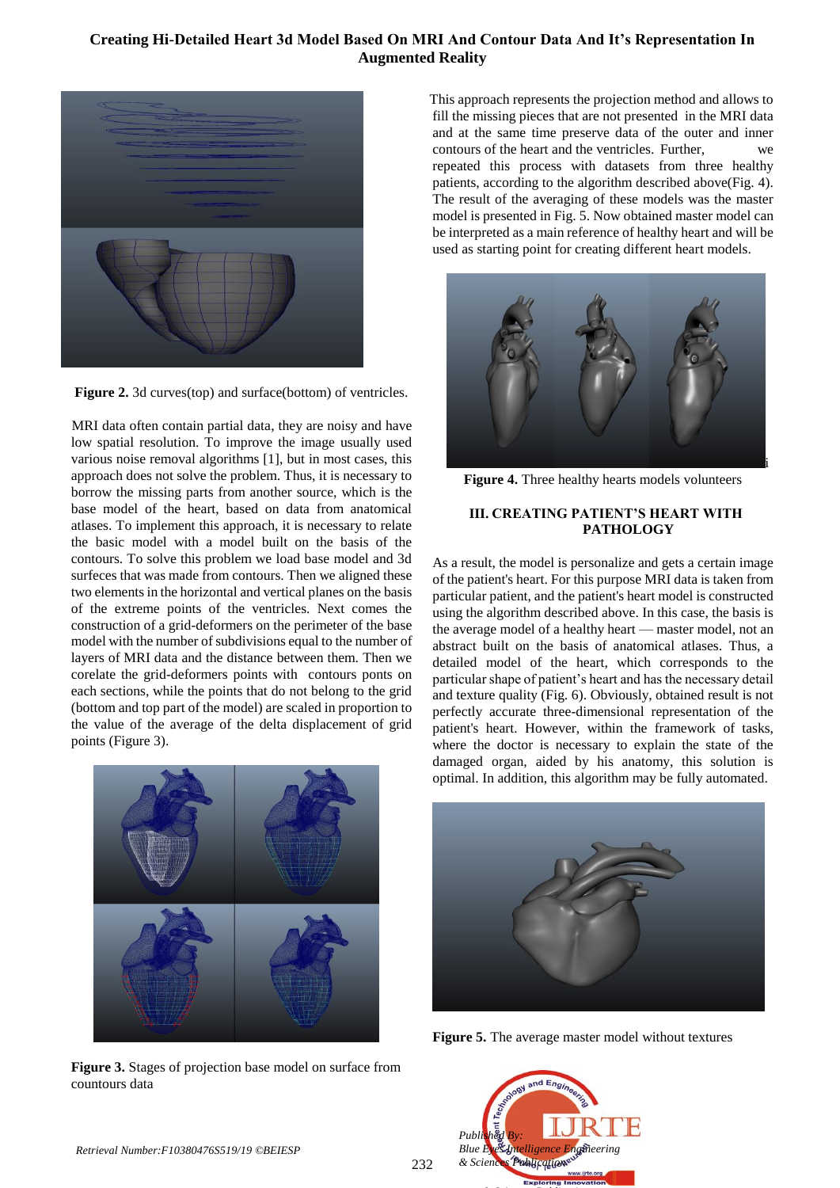**Figure 2.** 3d curves(top) and surface(bottom) of ventricles.

MRI data often contain partial data, they are noisy and have low spatial resolution. To improve the image usually used various noise removal algorithms [1], but in most cases, this approach does not solve the problem. Thus, it is necessary to borrow the missing parts from another source, which is the base model of the heart, based on data from anatomical atlases. To implement this approach, it is necessary to relate the basic model with a model built on the basis of the contours. To solve this problem we load base model and 3d surfeces that was made from contours. Then we aligned these two elements in the horizontal and vertical planes on the basis of the extreme points of the ventricles. Next comes the construction of a grid-deformers on the perimeter of the base model with the number of subdivisions equal to the number of layers of MRI data and the distance between them. Then we corelate the grid-deformers points with contours ponts on each sections, while the points that do not belong to the grid (bottom and top part of the model) are scaled in proportion to the value of the average of the delta displacement of grid points (Figure 3).

**Figure 3.** Stages of projection base model on surface from countours data

This approach represents the projection method and allows to fill the missing pieces that are not presented in the MRI data and at the same time preserve data of the outer and inner contours of the heart and the ventricles. Further, we repeated this process with datasets from three healthy patients, according to the algorithm described above(Fig. 4). The result of the averaging of these models was the master model is presented in Fig. 5. Now obtained master model can be interpreted as a main reference of healthy heart and will be used as starting point for creating different heart models.

**Figure 4.** Three healthy hearts models volunteers

## III. CREATING PATIENT'S HEART WITH PATHOLOGY

As a result, the model is personalize and gets a certain image of the patient's heart. For this purpose MRI data is taken from particular patient, and the patient's heart model is constructed using the algorithm described above. In this case, the basis is the average model of a healthy heart — master model, not an abstract built on the basis of anatomical atlases. Thus, a detailed model of the heart, which corresponds to the particular shape of patient's heart and has the necessary detail and texture quality (Fig. 6). Obviously, obtained result is not perfectly accurate three-dimensional representation of the patient's heart. However, within the framework of tasks, where the doctor is necessary to explain the state of the damaged organ, aided by his anatomy, this solution is optimal. In addition, this algorithm may be fully automated.

**Figure 5.** The average master model without textures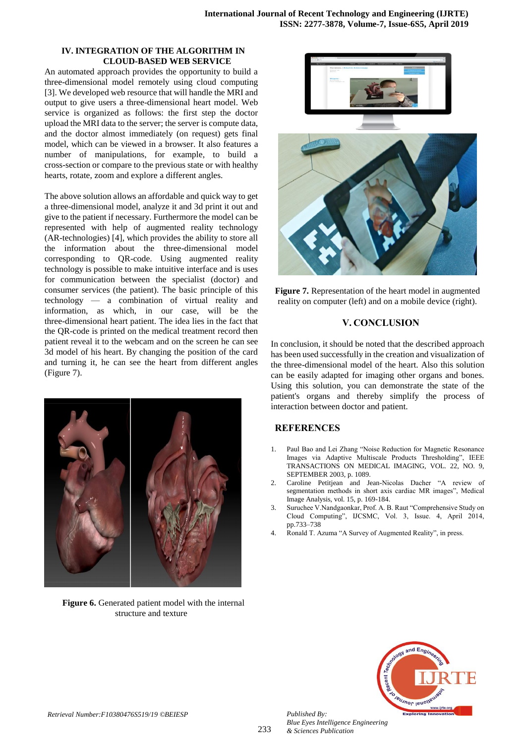## IV. INTEGRATION OF THE ALGORITHM IN CLOUD-BASED WEB SERVICE

An automated approach provides the opportunity to build a three-dimensional model remotely using cloud computing [3]. We developed web resource that will handle the MRI and output to give users a three-dimensional heart model. Web service is organized as follows: the first step the doctor upload the MRI data to the server; the server is compute data, and the doctor almost immediately (on request) gets final model, which can be viewed in a browser. It also features a number of manipulations, for example, to build a cross-section or compare to the previous state or with healthy hearts, rotate, zoom and explore a different angles.

The above solution allows an affordable and quick way to get a three-dimensional model, analyze it and 3d print it out and give to the patient if necessary. Furthermore the model can be represented with help of augmented reality technology (AR-technologies) [4], which provides the ability to store all the information about the three-dimensional model corresponding to QR-code. Using augmented reality technology is possible to make intuitive interface and is uses for communication between the specialist (doctor) and consumer services (the patient). The basic principle of this technology — a combination of virtual reality and information, as which, in our case, will be the three-dimensional heart patient. The idea lies in the fact that the QR-code is printed on the medical treatment record then patient reveal it to the webcam and on the screen he can see 3d model of his heart. By changing the position of the card and turning it, he can see the heart from different angles (Figure 7).

**Figure 6.** Generated patient model with the internal structure and texture

**Figure 7.** Representation of the heart model in augmented reality on computer (left) and on a mobile device (right).

## V. CONCLUSION

In conclusion, it should be noted that the described approach has been used successfully in the creation and visualization of the three-dimensional model of the heart. Also this solution can be easily adapted for imaging other organs and bones. Using this solution, you can demonstrate the state of the patient's organs and thereby simplify the process of interaction between doctor and patient.

## REFERENCES

1. Paul Bao and Lei Zhang "Noise Reduction for Magnetic Resonance Images via Adaptive Multiscale Products Thresholding", IEEE TRANSACTIONS ON MEDICAL IMAGING, VOL. 22, NO. 9, SEPTEMBER 2003, p. 1089.
2. Caroline Petitjean and Jean-Nicolas Dacher "A review of segmentation methods in short axis cardiac MR images", Medical Image Analysis, vol. 15, p. 169-184.
3. Suruchee V.Nandgaonkar, Prof. A. B. Raut "Comprehensive Study on Cloud Computing", IJCSMC, Vol. 3, Issue. 4, April 2014, pp.733–738
4. Ronald T. Azuma "A Survey of Augmented Reality", in press.